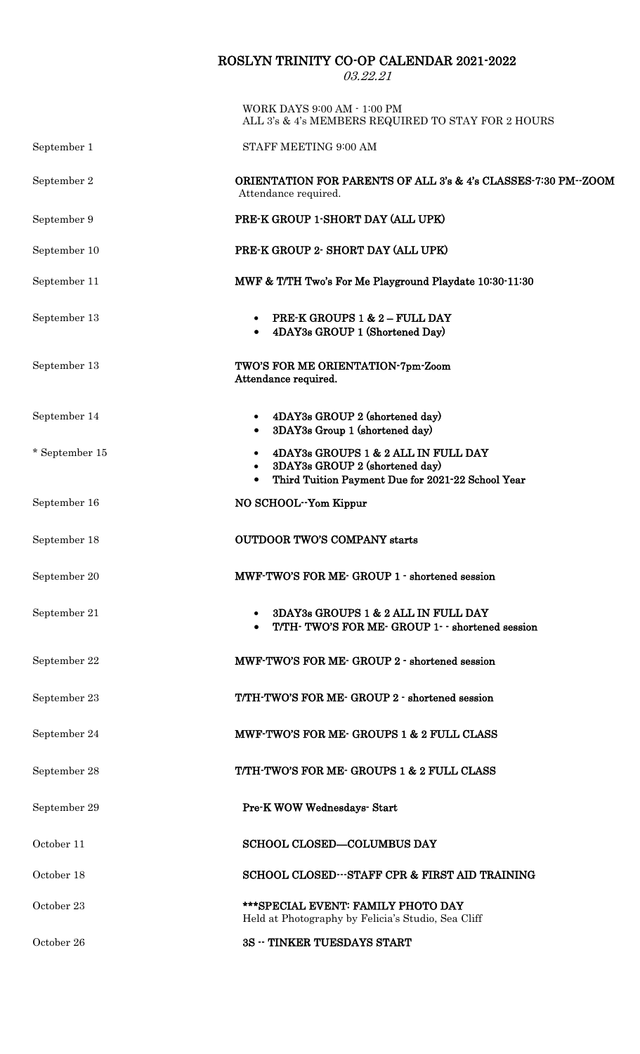# ROSLYN TRINITY CO-OP CALENDAR 2021-2022

*03.22.21*

| | |
|---|---|
| | WORK DAYS 9:00 AM - 1:00 PM<br>ALL 3's & 4's MEMBERS REQUIRED TO STAY FOR 2 HOURS |
| September 1 | STAFF MEETING 9:00 AM |
| September 2 | **ORIENTATION FOR PARENTS OF ALL 3's & 4's CLASSES-7:30 PM--ZOOM**<br>Attendance required. |
| September 9 | **PRE-K GROUP 1-SHORT DAY (ALL UPK)** |
| September 10 | **PRE-K GROUP 2- SHORT DAY (ALL UPK)** |
| September 11 | **MWF & T/TH Two's For Me Playground Playdate 10:30-11:30** |
| September 13 | • **PRE-K GROUPS 1 & 2 – FULL DAY**<br>• **4DAY3s GROUP 1 (Shortened Day)** |
| September 13 | **TWO'S FOR ME ORIENTATION-7pm-Zoom**<br>**Attendance required.** |
| September 14 | • **4DAY3s GROUP 2 (shortened day)**<br>• **3DAY3s Group 1 (shortened day)** |
| * September 15 | • **4DAY3s GROUPS 1 & 2 ALL IN FULL DAY**<br>• **3DAY3s GROUP 2 (shortened day)**<br>• **Third Tuition Payment Due for 2021-22 School Year** |
| September 16 | **NO SCHOOL--Yom Kippur** |
| September 18 | **OUTDOOR TWO'S COMPANY starts** |
| September 20 | **MWF-TWO'S FOR ME- GROUP 1 - shortened session** |
| September 21 | • **3DAY3s GROUPS 1 & 2 ALL IN FULL DAY**<br>• **T/TH- TWO'S FOR ME- GROUP 1- - shortened session** |
| September 22 | **MWF-TWO'S FOR ME- GROUP 2 - shortened session** |
| September 23 | **T/TH-TWO'S FOR ME- GROUP 2 - shortened session** |
| September 24 | **MWF-TWO'S FOR ME- GROUPS 1 & 2 FULL CLASS** |
| September 28 | **T/TH-TWO'S FOR ME- GROUPS 1 & 2 FULL CLASS** |
| September 29 | **Pre-K WOW Wednesdays- Start** |
| October 11 | **SCHOOL CLOSED—COLUMBUS DAY** |
| October 18 | **SCHOOL CLOSED---STAFF CPR & FIRST AID TRAINING** |
| October 23 | **\*\*\*SPECIAL EVENT: FAMILY PHOTO DAY**<br>Held at Photography by Felicia's Studio, Sea Cliff |
| October 26 | **3S -- TINKER TUESDAYS START** |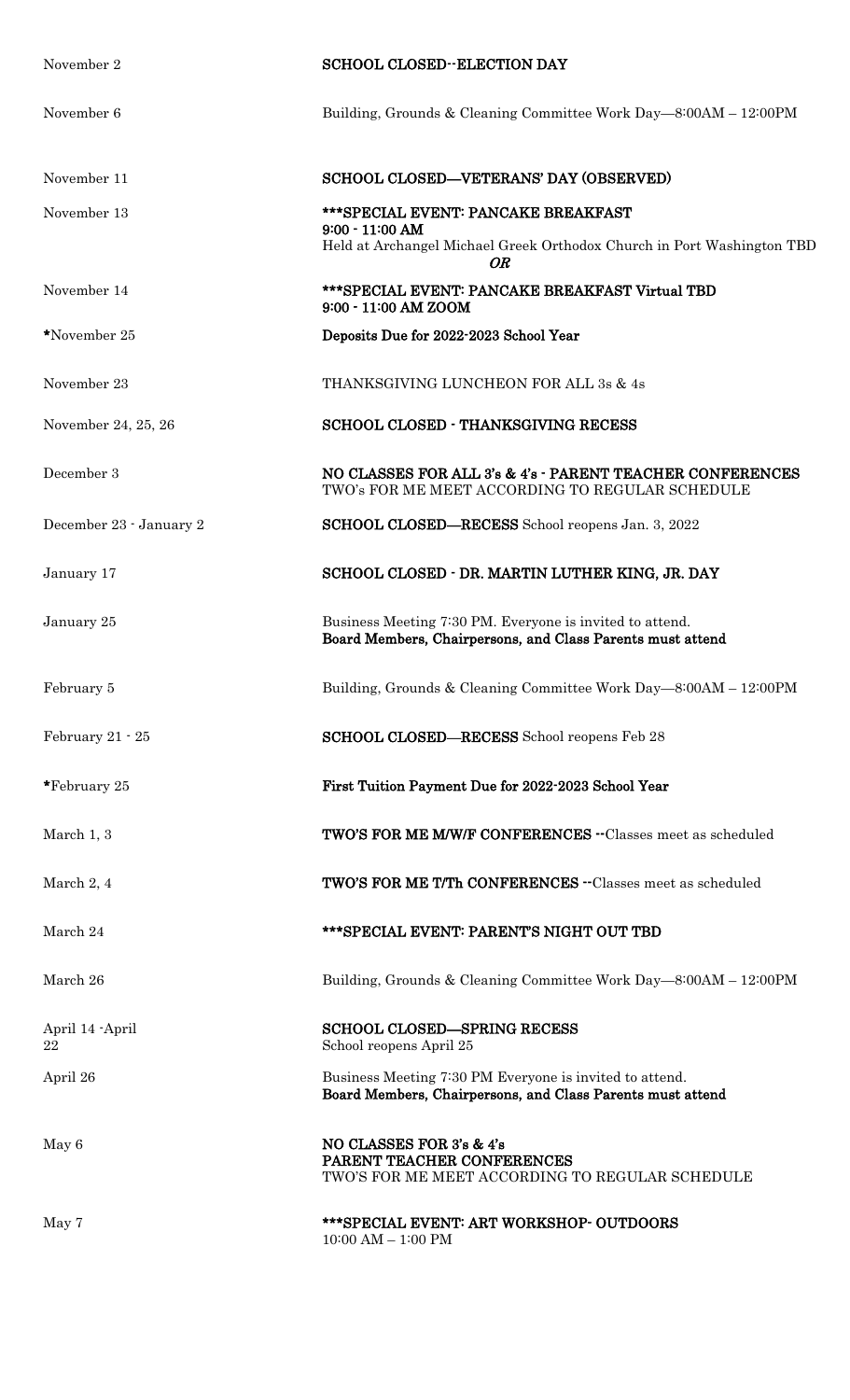| | |
|---|---|
| November 2 | **SCHOOL CLOSED--ELECTION DAY** |
| November 6 | Building, Grounds & Cleaning Committee Work Day—8:00AM – 12:00PM |
| November 11 | **SCHOOL CLOSED—VETERANS' DAY (OBSERVED)** |
| November 13 | **\*\*\*SPECIAL EVENT: PANCAKE BREAKFAST**<br>**9:00 - 11:00 AM**<br>Held at Archangel Michael Greek Orthodox Church in Port Washington TBD<br>***OR*** |
| November 14 | **\*\*\*SPECIAL EVENT: PANCAKE BREAKFAST Virtual TBD**<br>**9:00 - 11:00 AM ZOOM** |
| **\***November 25 | **Deposits Due for 2022-2023 School Year** |
| November 23 | THANKSGIVING LUNCHEON FOR ALL 3s & 4s |
| November 24, 25, 26 | **SCHOOL CLOSED - THANKSGIVING RECESS** |
| December 3 | **NO CLASSES FOR ALL 3's & 4's - PARENT TEACHER CONFERENCES**<br>TWO's FOR ME MEET ACCORDING TO REGULAR SCHEDULE |
| December 23 - January 2 | **SCHOOL CLOSED—RECESS** School reopens Jan. 3, 2022 |
| January 17 | **SCHOOL CLOSED - DR. MARTIN LUTHER KING, JR. DAY** |
| January 25 | Business Meeting 7:30 PM. Everyone is invited to attend.<br>**Board Members, Chairpersons, and Class Parents must attend** |
| February 5 | Building, Grounds & Cleaning Committee Work Day—8:00AM – 12:00PM |
| February 21 - 25 | **SCHOOL CLOSED—RECESS** School reopens Feb 28 |
| **\***February 25 | **First Tuition Payment Due for 2022-2023 School Year** |
| March 1, 3 | **TWO'S FOR ME M/W/F CONFERENCES --**Classes meet as scheduled |
| March 2, 4 | **TWO'S FOR ME T/Th CONFERENCES --**Classes meet as scheduled |
| March 24 | **\*\*\*SPECIAL EVENT: PARENT'S NIGHT OUT TBD** |
| March 26 | Building, Grounds & Cleaning Committee Work Day—8:00AM – 12:00PM |
| April 14 -April 22 | **SCHOOL CLOSED—SPRING RECESS**<br>School reopens April 25 |
| April 26 | Business Meeting 7:30 PM Everyone is invited to attend.<br>**Board Members, Chairpersons, and Class Parents must attend** |
| May 6 | **NO CLASSES FOR 3's & 4's**<br>**PARENT TEACHER CONFERENCES**<br>TWO'S FOR ME MEET ACCORDING TO REGULAR SCHEDULE |
| May 7 | **\*\*\*SPECIAL EVENT: ART WORKSHOP- OUTDOORS**<br>10:00 AM – 1:00 PM |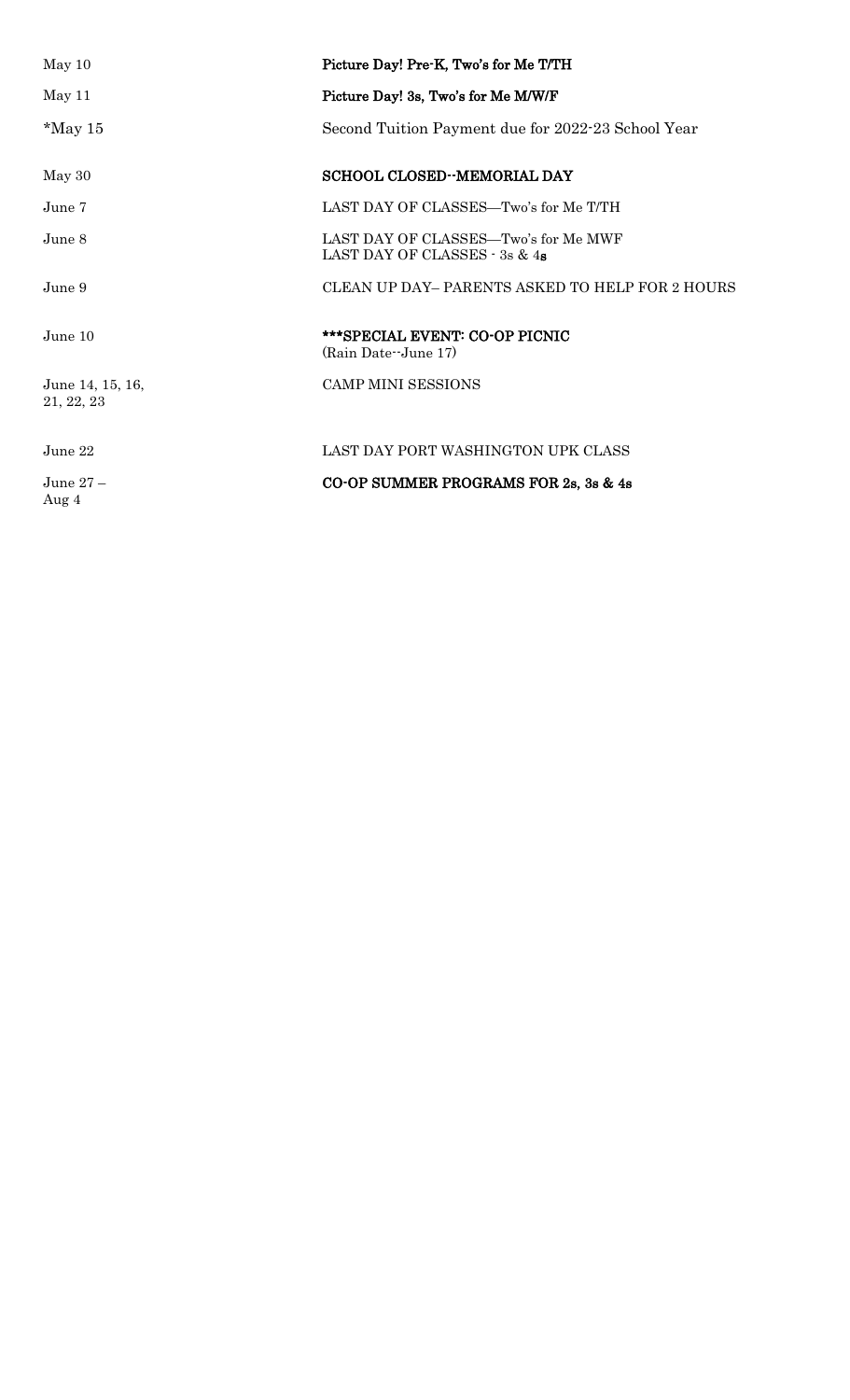| | |
|---|---|
| May 10 | **Picture Day! Pre-K, Two's for Me T/TH** |
| May 11 | **Picture Day! 3s, Two's for Me M/W/F** |
| *May 15 | Second Tuition Payment due for 2022-23 School Year |
| May 30 | **SCHOOL CLOSED--MEMORIAL DAY** |
| June 7 | LAST DAY OF CLASSES—Two's for Me T/TH |
| June 8 | LAST DAY OF CLASSES—Two's for Me MWF<br>LAST DAY OF CLASSES - 3s & 4**s** |
| June 9 | CLEAN UP DAY– PARENTS ASKED TO HELP FOR 2 HOURS |
| June 10 | **\*\*\*SPECIAL EVENT: CO-OP PICNIC**<br>(Rain Date--June 17) |
| June 14, 15, 16, 21, 22, 23 | CAMP MINI SESSIONS |
| June 22 | LAST DAY PORT WASHINGTON UPK CLASS |
| June 27 – Aug 4 | **CO-OP SUMMER PROGRAMS FOR 2s, 3s & 4s** |